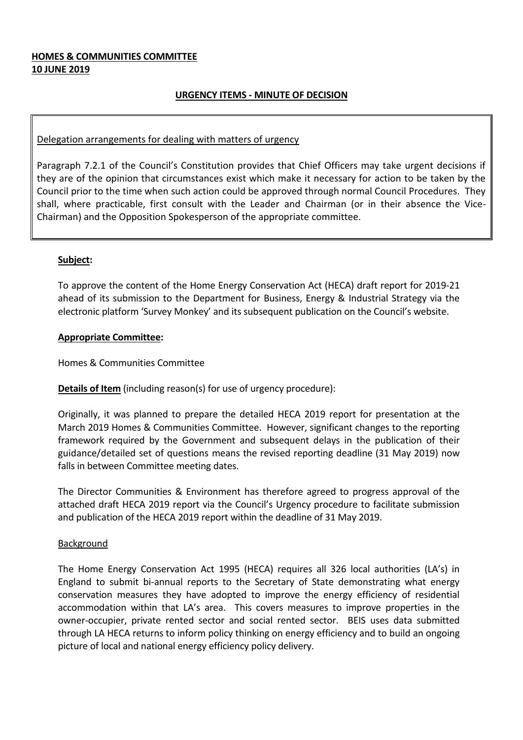**HOMES & COMMUNITIES COMMITTEE**
**10 JUNE 2019**

**URGENCY ITEMS - MINUTE OF DECISION**

Delegation arrangements for dealing with matters of urgency

Paragraph 7.2.1 of the Council's Constitution provides that Chief Officers may take urgent decisions if they are of the opinion that circumstances exist which make it necessary for action to be taken by the Council prior to the time when such action could be approved through normal Council Procedures. They shall, where practicable, first consult with the Leader and Chairman (or in their absence the Vice-Chairman) and the Opposition Spokesperson of the appropriate committee.

**Subject:**

To approve the content of the Home Energy Conservation Act (HECA) draft report for 2019-21 ahead of its submission to the Department for Business, Energy & Industrial Strategy via the electronic platform 'Survey Monkey' and its subsequent publication on the Council's website.

**Appropriate Committee:**

Homes & Communities Committee

**Details of Item** (including reason(s) for use of urgency procedure):

Originally, it was planned to prepare the detailed HECA 2019 report for presentation at the March 2019 Homes & Communities Committee. However, significant changes to the reporting framework required by the Government and subsequent delays in the publication of their guidance/detailed set of questions means the revised reporting deadline (31 May 2019) now falls in between Committee meeting dates.

The Director Communities & Environment has therefore agreed to progress approval of the attached draft HECA 2019 report via the Council's Urgency procedure to facilitate submission and publication of the HECA 2019 report within the deadline of 31 May 2019.

Background

The Home Energy Conservation Act 1995 (HECA) requires all 326 local authorities (LA's) in England to submit bi-annual reports to the Secretary of State demonstrating what energy conservation measures they have adopted to improve the energy efficiency of residential accommodation within that LA's area. This covers measures to improve properties in the owner-occupier, private rented sector and social rented sector. BEIS uses data submitted through LA HECA returns to inform policy thinking on energy efficiency and to build an ongoing picture of local and national energy efficiency policy delivery.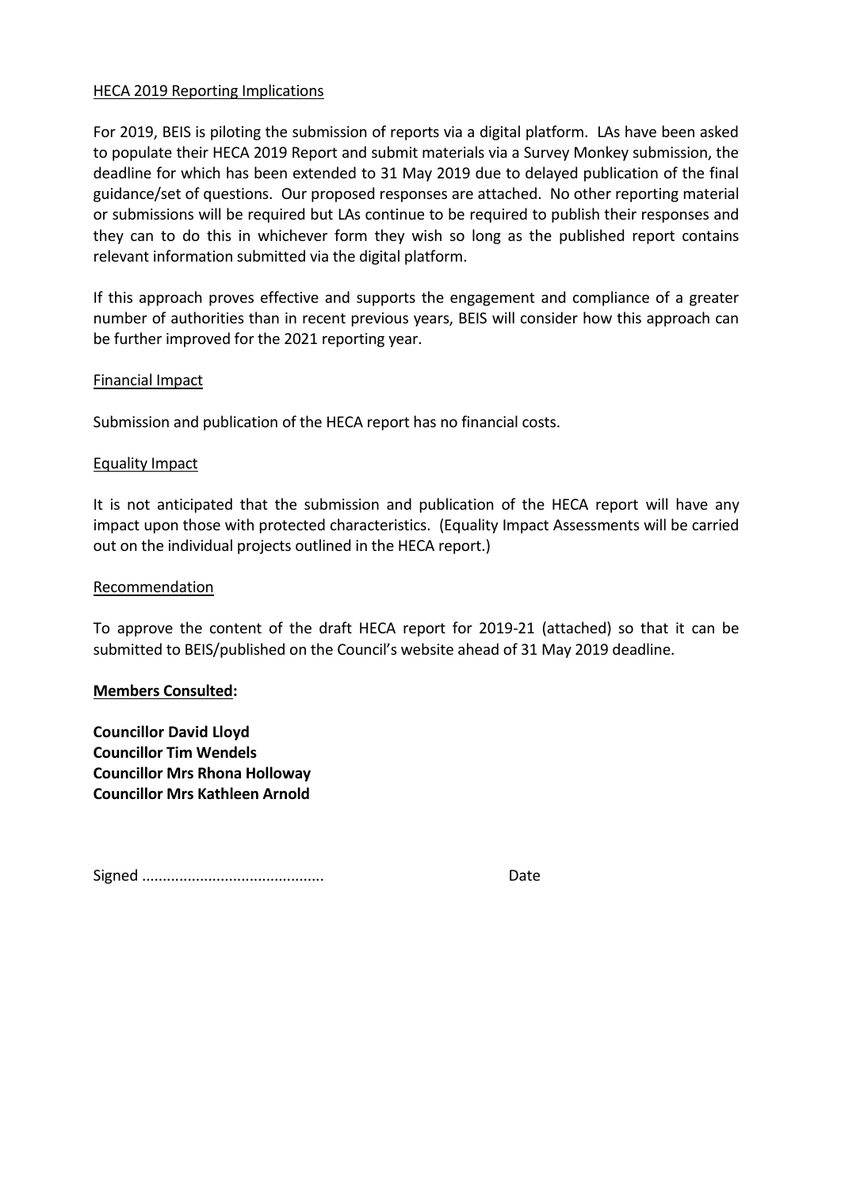HECA 2019 Reporting Implications

For 2019, BEIS is piloting the submission of reports via a digital platform. LAs have been asked to populate their HECA 2019 Report and submit materials via a Survey Monkey submission, the deadline for which has been extended to 31 May 2019 due to delayed publication of the final guidance/set of questions. Our proposed responses are attached. No other reporting material or submissions will be required but LAs continue to be required to publish their responses and they can to do this in whichever form they wish so long as the published report contains relevant information submitted via the digital platform.

If this approach proves effective and supports the engagement and compliance of a greater number of authorities than in recent previous years, BEIS will consider how this approach can be further improved for the 2021 reporting year.

Financial Impact

Submission and publication of the HECA report has no financial costs.

Equality Impact

It is not anticipated that the submission and publication of the HECA report will have any impact upon those with protected characteristics. (Equality Impact Assessments will be carried out on the individual projects outlined in the HECA report.)

Recommendation

To approve the content of the draft HECA report for 2019-21 (attached) so that it can be submitted to BEIS/published on the Council's website ahead of 31 May 2019 deadline.

**Members Consulted:**

**Councillor David Lloyd**
**Councillor Tim Wendels**
**Councillor Mrs Rhona Holloway**
**Councillor Mrs Kathleen Arnold**

Signed ........................................... Date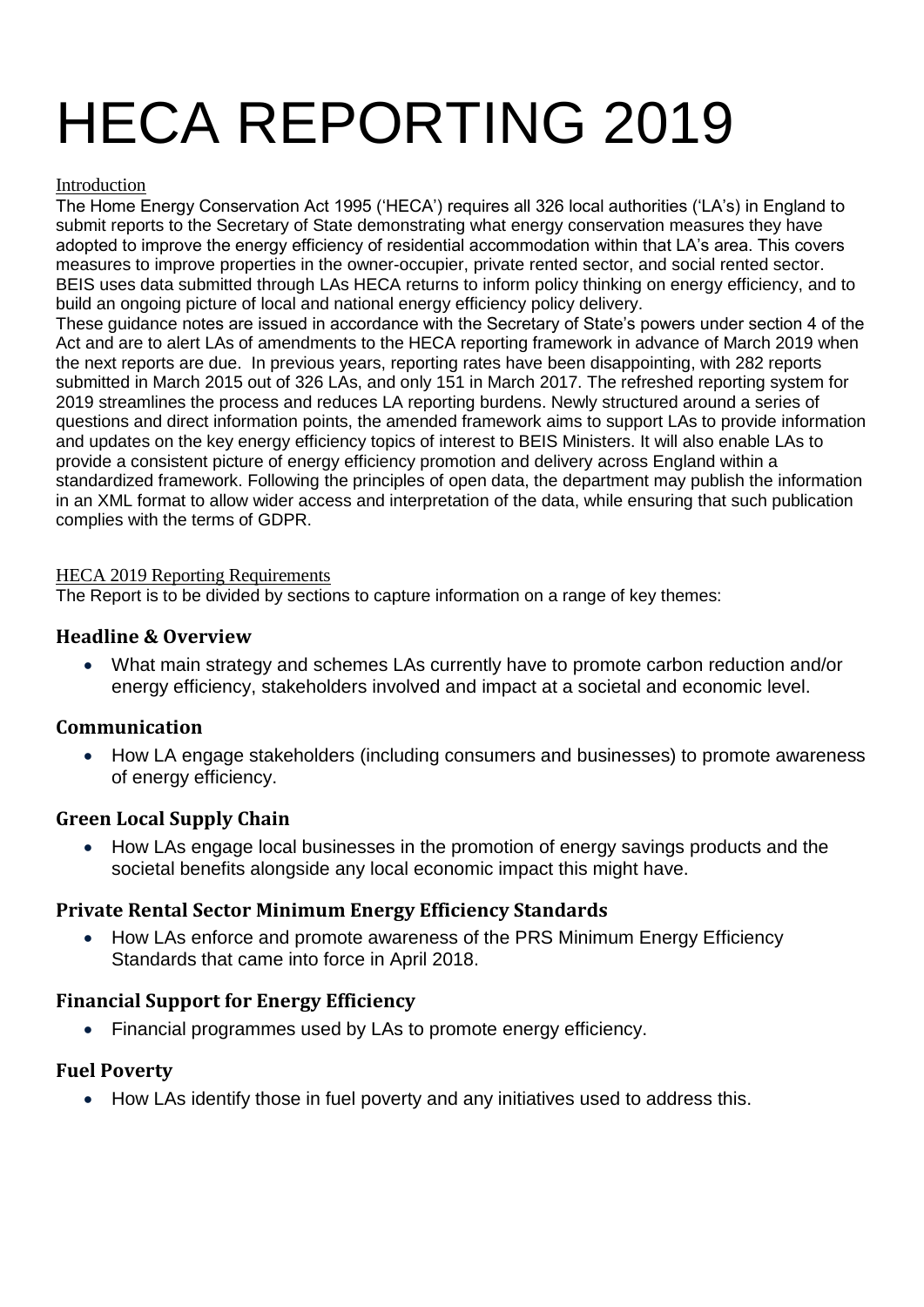# HECA REPORTING 2019

Introduction

The Home Energy Conservation Act 1995 ('HECA') requires all 326 local authorities ('LA's) in England to submit reports to the Secretary of State demonstrating what energy conservation measures they have adopted to improve the energy efficiency of residential accommodation within that LA's area. This covers measures to improve properties in the owner-occupier, private rented sector, and social rented sector. BEIS uses data submitted through LAs HECA returns to inform policy thinking on energy efficiency, and to build an ongoing picture of local and national energy efficiency policy delivery.

These guidance notes are issued in accordance with the Secretary of State's powers under section 4 of the Act and are to alert LAs of amendments to the HECA reporting framework in advance of March 2019 when the next reports are due. In previous years, reporting rates have been disappointing, with 282 reports submitted in March 2015 out of 326 LAs, and only 151 in March 2017. The refreshed reporting system for 2019 streamlines the process and reduces LA reporting burdens. Newly structured around a series of questions and direct information points, the amended framework aims to support LAs to provide information and updates on the key energy efficiency topics of interest to BEIS Ministers. It will also enable LAs to provide a consistent picture of energy efficiency promotion and delivery across England within a standardized framework. Following the principles of open data, the department may publish the information in an XML format to allow wider access and interpretation of the data, while ensuring that such publication complies with the terms of GDPR.

HECA 2019 Reporting Requirements

The Report is to be divided by sections to capture information on a range of key themes:

### Headline & Overview

- What main strategy and schemes LAs currently have to promote carbon reduction and/or energy efficiency, stakeholders involved and impact at a societal and economic level.

### Communication

- How LA engage stakeholders (including consumers and businesses) to promote awareness of energy efficiency.

### Green Local Supply Chain

- How LAs engage local businesses in the promotion of energy savings products and the societal benefits alongside any local economic impact this might have.

### Private Rental Sector Minimum Energy Efficiency Standards

- How LAs enforce and promote awareness of the PRS Minimum Energy Efficiency Standards that came into force in April 2018.

### Financial Support for Energy Efficiency

- Financial programmes used by LAs to promote energy efficiency.

### Fuel Poverty

- How LAs identify those in fuel poverty and any initiatives used to address this.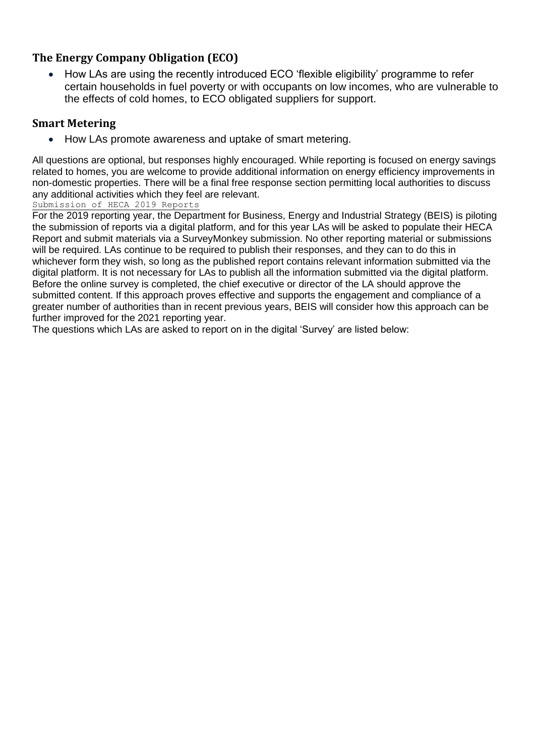## The Energy Company Obligation (ECO)

- How LAs are using the recently introduced ECO 'flexible eligibility' programme to refer certain households in fuel poverty or with occupants on low incomes, who are vulnerable to the effects of cold homes, to ECO obligated suppliers for support.

## Smart Metering

- How LAs promote awareness and uptake of smart metering.

All questions are optional, but responses highly encouraged. While reporting is focused on energy savings related to homes, you are welcome to provide additional information on energy efficiency improvements in non-domestic properties. There will be a final free response section permitting local authorities to discuss any additional activities which they feel are relevant.

Submission of HECA 2019 Reports

For the 2019 reporting year, the Department for Business, Energy and Industrial Strategy (BEIS) is piloting the submission of reports via a digital platform, and for this year LAs will be asked to populate their HECA Report and submit materials via a SurveyMonkey submission. No other reporting material or submissions will be required. LAs continue to be required to publish their responses, and they can to do this in whichever form they wish, so long as the published report contains relevant information submitted via the digital platform. It is not necessary for LAs to publish all the information submitted via the digital platform. Before the online survey is completed, the chief executive or director of the LA should approve the submitted content. If this approach proves effective and supports the engagement and compliance of a greater number of authorities than in recent previous years, BEIS will consider how this approach can be further improved for the 2021 reporting year.

The questions which LAs are asked to report on in the digital 'Survey' are listed below: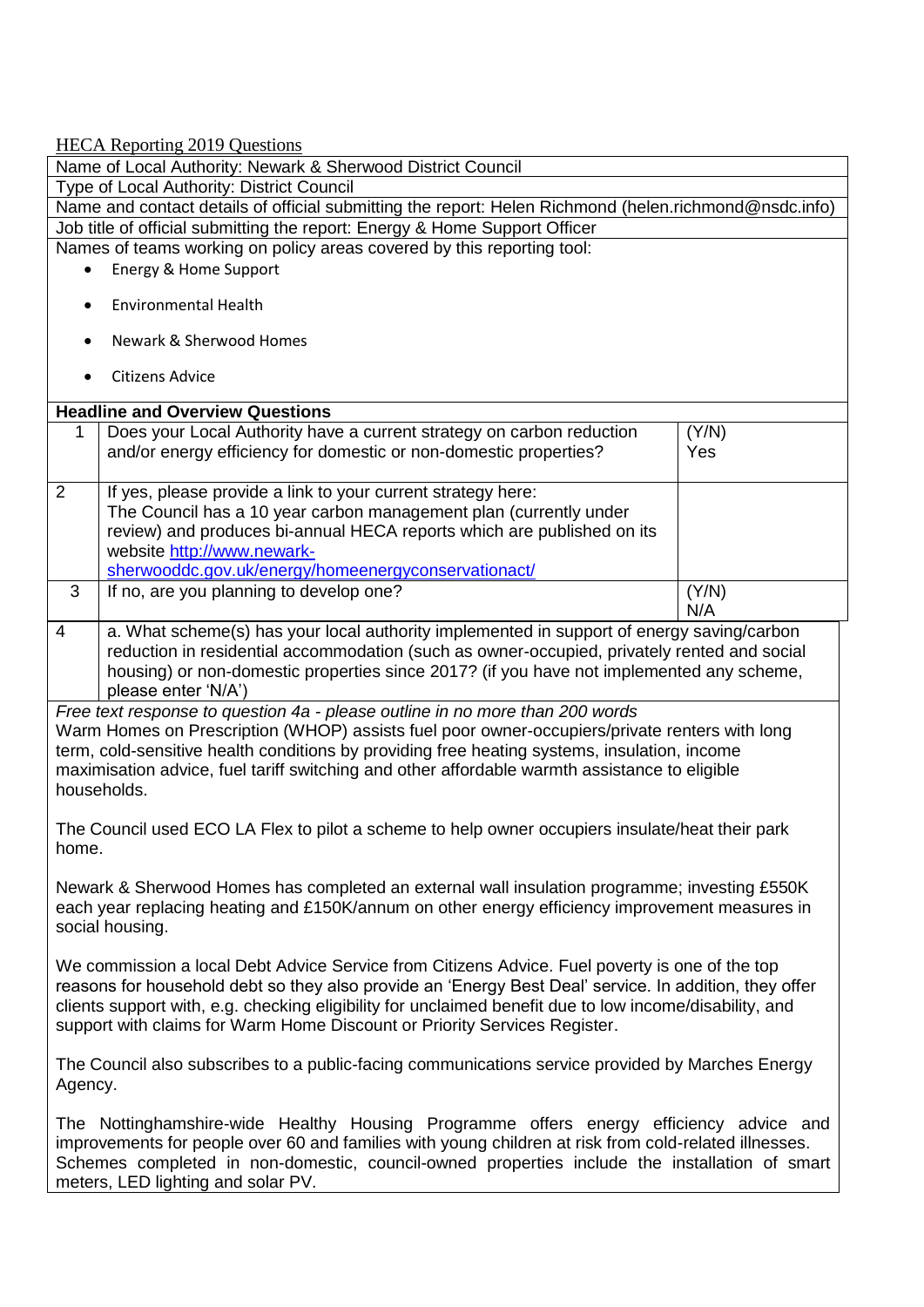HECA Reporting 2019 Questions

Name of Local Authority: Newark & Sherwood District Council

Type of Local Authority: District Council

Name and contact details of official submitting the report: Helen Richmond (helen.richmond@nsdc.info)

Job title of official submitting the report: Energy & Home Support Officer

Names of teams working on policy areas covered by this reporting tool:

- Energy & Home Support
- Environmental Health
- Newark & Sherwood Homes
- Citizens Advice

**Headline and Overview Questions**

| | | |
|---|---|---|
| 1 | Does your Local Authority have a current strategy on carbon reduction and/or energy efficiency for domestic or non-domestic properties? | (Y/N) Yes |
| 2 | If yes, please provide a link to your current strategy here: The Council has a 10 year carbon management plan (currently under review) and produces bi-annual HECA reports which are published on its website http://www.newark-sherwooddc.gov.uk/energy/homeenergyconservationact/ | |
| 3 | If no, are you planning to develop one? | (Y/N) N/A |
| 4 | a. What scheme(s) has your local authority implemented in support of energy saving/carbon reduction in residential accommodation (such as owner-occupied, privately rented and social housing) or non-domestic properties since 2017? (if you have not implemented any scheme, please enter 'N/A') | |

*Free text response to question 4a - please outline in no more than 200 words*

Warm Homes on Prescription (WHOP) assists fuel poor owner-occupiers/private renters with long term, cold-sensitive health conditions by providing free heating systems, insulation, income maximisation advice, fuel tariff switching and other affordable warmth assistance to eligible households.

The Council used ECO LA Flex to pilot a scheme to help owner occupiers insulate/heat their park home.

Newark & Sherwood Homes has completed an external wall insulation programme; investing £550K each year replacing heating and £150K/annum on other energy efficiency improvement measures in social housing.

We commission a local Debt Advice Service from Citizens Advice. Fuel poverty is one of the top reasons for household debt so they also provide an 'Energy Best Deal' service. In addition, they offer clients support with, e.g. checking eligibility for unclaimed benefit due to low income/disability, and support with claims for Warm Home Discount or Priority Services Register.

The Council also subscribes to a public-facing communications service provided by Marches Energy Agency.

The Nottinghamshire-wide Healthy Housing Programme offers energy efficiency advice and improvements for people over 60 and families with young children at risk from cold-related illnesses. Schemes completed in non-domestic, council-owned properties include the installation of smart meters, LED lighting and solar PV.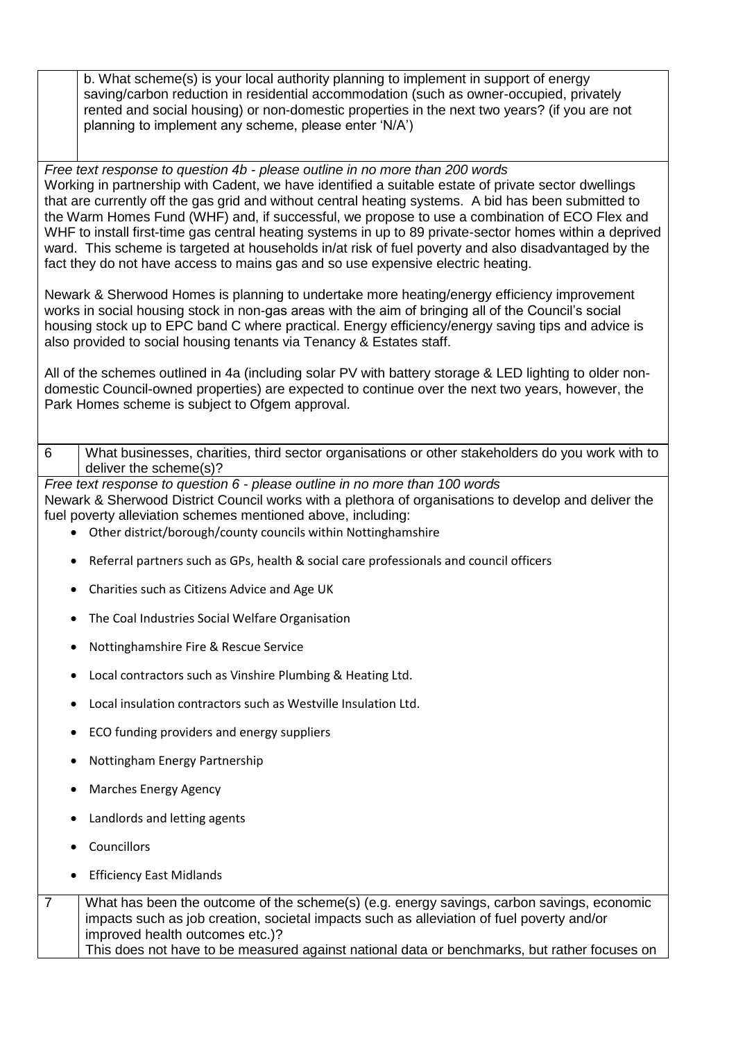| | b. What scheme(s) is your local authority planning to implement in support of energy saving/carbon reduction in residential accommodation (such as owner-occupied, privately rented and social housing) or non-domestic properties in the next two years? (if you are not planning to implement any scheme, please enter 'N/A') |
|---|---|

*Free text response to question 4b - please outline in no more than 200 words*

Working in partnership with Cadent, we have identified a suitable estate of private sector dwellings that are currently off the gas grid and without central heating systems. A bid has been submitted to the Warm Homes Fund (WHF) and, if successful, we propose to use a combination of ECO Flex and WHF to install first-time gas central heating systems in up to 89 private-sector homes within a deprived ward. This scheme is targeted at households in/at risk of fuel poverty and also disadvantaged by the fact they do not have access to mains gas and so use expensive electric heating.

Newark & Sherwood Homes is planning to undertake more heating/energy efficiency improvement works in social housing stock in non-gas areas with the aim of bringing all of the Council's social housing stock up to EPC band C where practical. Energy efficiency/energy saving tips and advice is also provided to social housing tenants via Tenancy & Estates staff.

All of the schemes outlined in 4a (including solar PV with battery storage & LED lighting to older non-domestic Council-owned properties) are expected to continue over the next two years, however, the Park Homes scheme is subject to Ofgem approval.

| 6 | What businesses, charities, third sector organisations or other stakeholders do you work with to deliver the scheme(s)? |
|---|---|

*Free text response to question 6 - please outline in no more than 100 words*

Newark & Sherwood District Council works with a plethora of organisations to develop and deliver the fuel poverty alleviation schemes mentioned above, including:

- Other district/borough/county councils within Nottinghamshire
- Referral partners such as GPs, health & social care professionals and council officers
- Charities such as Citizens Advice and Age UK
- The Coal Industries Social Welfare Organisation
- Nottinghamshire Fire & Rescue Service
- Local contractors such as Vinshire Plumbing & Heating Ltd.
- Local insulation contractors such as Westville Insulation Ltd.
- ECO funding providers and energy suppliers
- Nottingham Energy Partnership
- Marches Energy Agency
- Landlords and letting agents
- Councillors
- Efficiency East Midlands

| 7 | What has been the outcome of the scheme(s) (e.g. energy savings, carbon savings, economic impacts such as job creation, societal impacts such as alleviation of fuel poverty and/or improved health outcomes etc.)? This does not have to be measured against national data or benchmarks, but rather focuses on |
|---|---|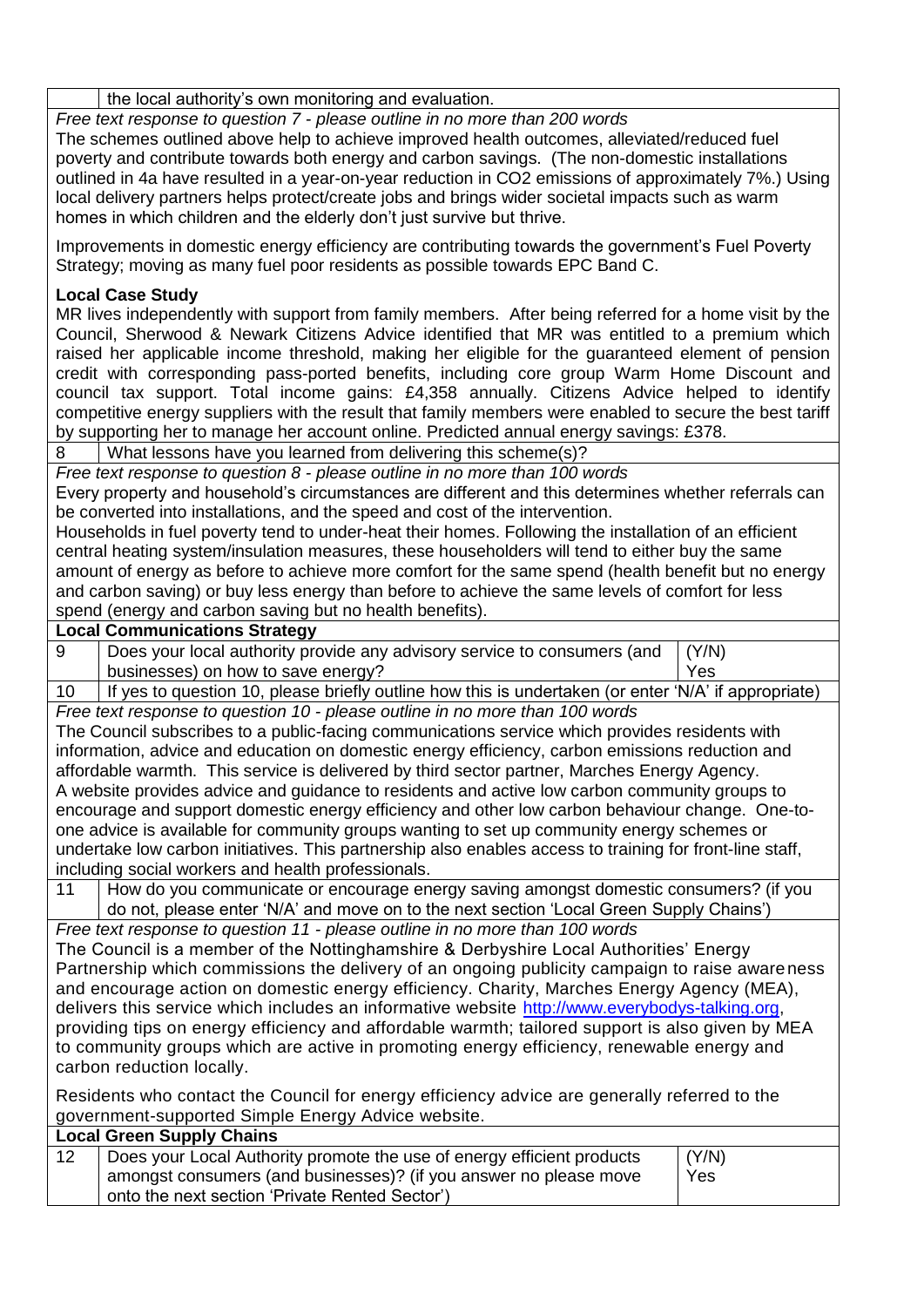| | the local authority's own monitoring and evaluation. |
|---|---|

*Free text response to question 7 - please outline in no more than 200 words*

The schemes outlined above help to achieve improved health outcomes, alleviated/reduced fuel poverty and contribute towards both energy and carbon savings. (The non-domestic installations outlined in 4a have resulted in a year-on-year reduction in $CO_2$ emissions of approximately 7%.) Using local delivery partners helps protect/create jobs and brings wider societal impacts such as warm homes in which children and the elderly don't just survive but thrive.

Improvements in domestic energy efficiency are contributing towards the government's Fuel Poverty Strategy; moving as many fuel poor residents as possible towards EPC Band C.

**Local Case Study**

MR lives independently with support from family members. After being referred for a home visit by the Council, Sherwood & Newark Citizens Advice identified that MR was entitled to a premium which raised her applicable income threshold, making her eligible for the guaranteed element of pension credit with corresponding pass-ported benefits, including core group Warm Home Discount and council tax support. Total income gains: £4,358 annually. Citizens Advice helped to identify competitive energy suppliers with the result that family members were enabled to secure the best tariff by supporting her to manage her account online. Predicted annual energy savings: £378.

| 8 | What lessons have you learned from delivering this scheme(s)? |
|---|---|

*Free text response to question 8 - please outline in no more than 100 words*

Every property and household's circumstances are different and this determines whether referrals can be converted into installations, and the speed and cost of the intervention.

Households in fuel poverty tend to under-heat their homes. Following the installation of an efficient central heating system/insulation measures, these householders will tend to either buy the same amount of energy as before to achieve more comfort for the same spend (health benefit but no energy and carbon saving) or buy less energy than before to achieve the same levels of comfort for less spend (energy and carbon saving but no health benefits).

**Local Communications Strategy**

| | | |
|---|---|---|
| 9 | Does your local authority provide any advisory service to consumers (and businesses) on how to save energy? | (Y/N) Yes |
| 10 | If yes to question 10, please briefly outline how this is undertaken (or enter 'N/A' if appropriate) | |

*Free text response to question 10 - please outline in no more than 100 words*

The Council subscribes to a public-facing communications service which provides residents with information, advice and education on domestic energy efficiency, carbon emissions reduction and affordable warmth. This service is delivered by third sector partner, Marches Energy Agency.

A website provides advice and guidance to residents and active low carbon community groups to encourage and support domestic energy efficiency and other low carbon behaviour change. One-to-one advice is available for community groups wanting to set up community energy schemes or undertake low carbon initiatives. This partnership also enables access to training for front-line staff, including social workers and health professionals.

| 11 | How do you communicate or encourage energy saving amongst domestic consumers? (if you do not, please enter 'N/A' and move on to the next section 'Local Green Supply Chains') |
|---|---|

*Free text response to question 11 - please outline in no more than 100 words*

The Council is a member of the Nottinghamshire & Derbyshire Local Authorities' Energy Partnership which commissions the delivery of an ongoing publicity campaign to raise awareness and encourage action on domestic energy efficiency. Charity, Marches Energy Agency (MEA), delivers this service which includes an informative website http://www.everybodys-talking.org, providing tips on energy efficiency and affordable warmth; tailored support is also given by MEA to community groups which are active in promoting energy efficiency, renewable energy and carbon reduction locally.

Residents who contact the Council for energy efficiency advice are generally referred to the government-supported Simple Energy Advice website.

**Local Green Supply Chains**

| | | |
|---|---|---|
| 12 | Does your Local Authority promote the use of energy efficient products amongst consumers (and businesses)? (if you answer no please move onto the next section 'Private Rented Sector') | (Y/N) Yes |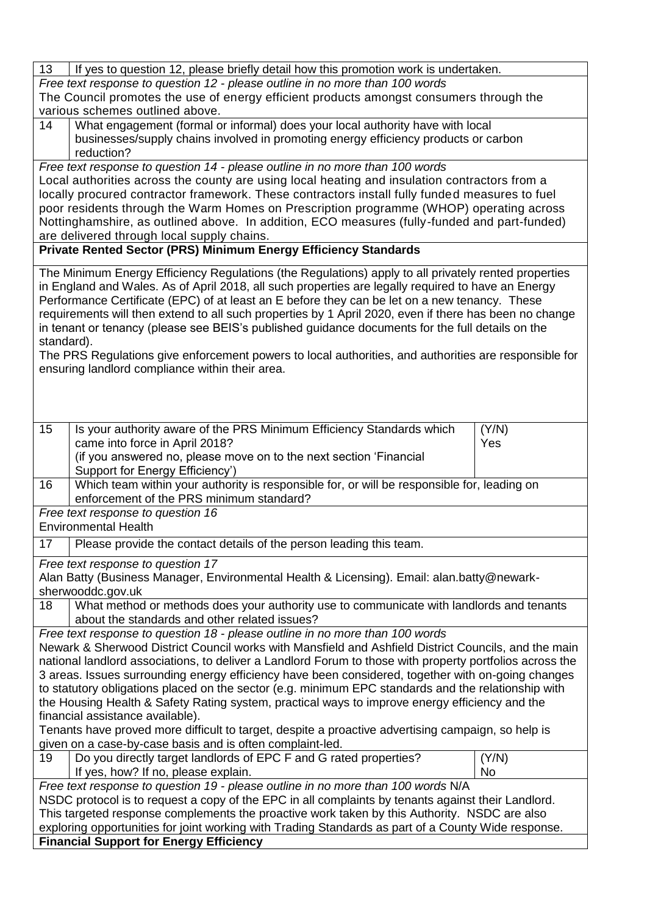| 13 | If yes to question 12, please briefly detail how this promotion work is undertaken. | |
|---|---|---|

*Free text response to question 12 - please outline in no more than 100 words*
The Council promotes the use of energy efficient products amongst consumers through the various schemes outlined above.

| 14 | What engagement (formal or informal) does your local authority have with local businesses/supply chains involved in promoting energy efficiency products or carbon reduction? |
|---|---|

*Free text response to question 14 - please outline in no more than 100 words*
Local authorities across the county are using local heating and insulation contractors from a locally procured contractor framework. These contractors install fully funded measures to fuel poor residents through the Warm Homes on Prescription programme (WHOP) operating across Nottinghamshire, as outlined above. In addition, ECO measures (fully-funded and part-funded) are delivered through local supply chains.

**Private Rented Sector (PRS) Minimum Energy Efficiency Standards**

The Minimum Energy Efficiency Regulations (the Regulations) apply to all privately rented properties in England and Wales. As of April 2018, all such properties are legally required to have an Energy Performance Certificate (EPC) of at least an E before they can be let on a new tenancy. These requirements will then extend to all such properties by 1 April 2020, even if there has been no change in tenant or tenancy (please see BEIS's published guidance documents for the full details on the standard).
The PRS Regulations give enforcement powers to local authorities, and authorities are responsible for ensuring landlord compliance within their area.

| 15 | Is your authority aware of the PRS Minimum Efficiency Standards which came into force in April 2018? (if you answered no, please move on to the next section 'Financial Support for Energy Efficiency') | (Y/N) Yes |
|---|---|---|

| 16 | Which team within your authority is responsible for, or will be responsible for, leading on enforcement of the PRS minimum standard? |
|---|---|

*Free text response to question 16*
Environmental Health

| 17 | Please provide the contact details of the person leading this team. |
|---|---|

*Free text response to question 17*
Alan Batty (Business Manager, Environmental Health & Licensing). Email: alan.batty@newark-sherwooddc.gov.uk

| 18 | What method or methods does your authority use to communicate with landlords and tenants about the standards and other related issues? |
|---|---|

*Free text response to question 18 - please outline in no more than 100 words*
Newark & Sherwood District Council works with Mansfield and Ashfield District Councils, and the main national landlord associations, to deliver a Landlord Forum to those with property portfolios across the 3 areas. Issues surrounding energy efficiency have been considered, together with on-going changes to statutory obligations placed on the sector (e.g. minimum EPC standards and the relationship with the Housing Health & Safety Rating system, practical ways to improve energy efficiency and the financial assistance available).
Tenants have proved more difficult to target, despite a proactive advertising campaign, so help is given on a case-by-case basis and is often complaint-led.

| 19 | Do you directly target landlords of EPC F and G rated properties? If yes, how? If no, please explain. | (Y/N) No |
|---|---|---|

*Free text response to question 19 - please outline in no more than 100 words* N/A
NSDC protocol is to request a copy of the EPC in all complaints by tenants against their Landlord. This targeted response complements the proactive work taken by this Authority. NSDC are also exploring opportunities for joint working with Trading Standards as part of a County Wide response.

**Financial Support for Energy Efficiency**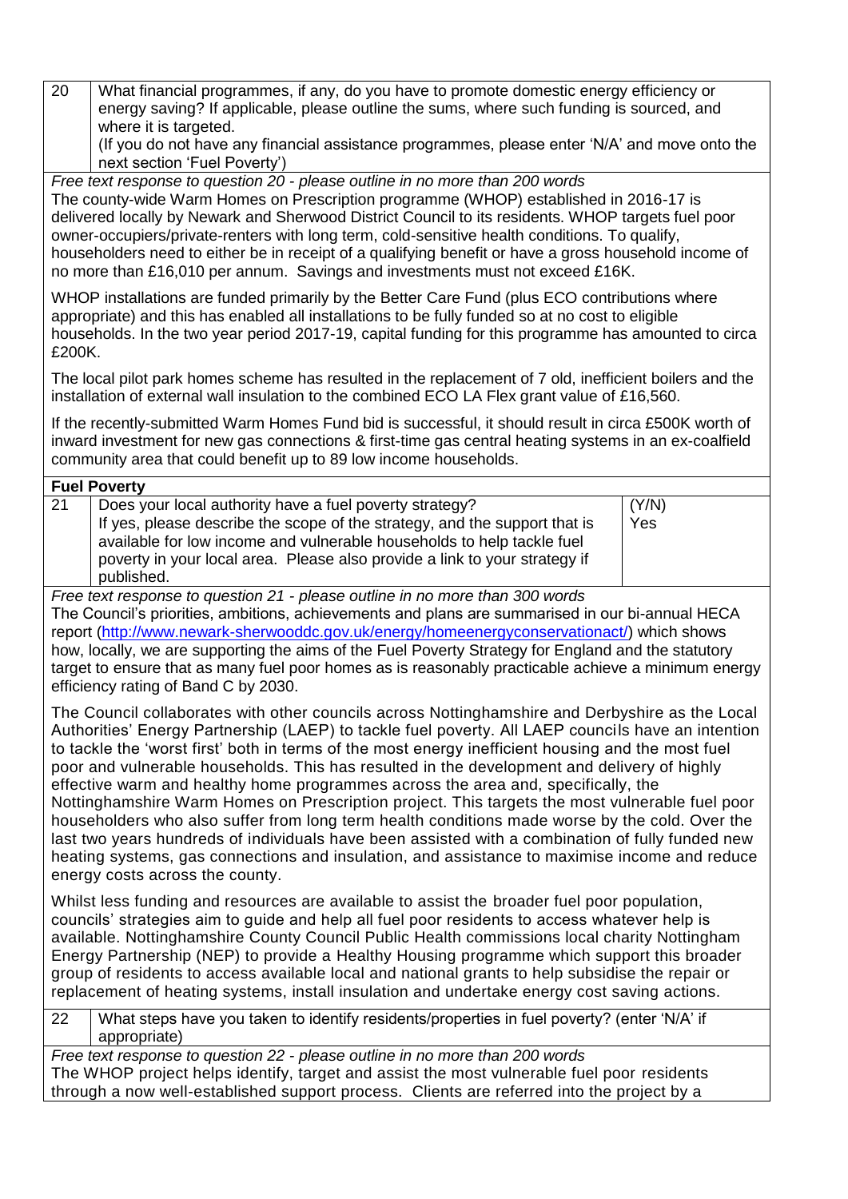| 20 | What financial programmes, if any, do you have to promote domestic energy efficiency or energy saving? If applicable, please outline the sums, where such funding is sourced, and where it is targeted. (If you do not have any financial assistance programmes, please enter 'N/A' and move onto the next section 'Fuel Poverty') |
|---|---|

*Free text response to question 20 - please outline in no more than 200 words*

The county-wide Warm Homes on Prescription programme (WHOP) established in 2016-17 is delivered locally by Newark and Sherwood District Council to its residents. WHOP targets fuel poor owner-occupiers/private-renters with long term, cold-sensitive health conditions. To qualify, householders need to either be in receipt of a qualifying benefit or have a gross household income of no more than £16,010 per annum. Savings and investments must not exceed £16K.

WHOP installations are funded primarily by the Better Care Fund (plus ECO contributions where appropriate) and this has enabled all installations to be fully funded so at no cost to eligible households. In the two year period 2017-19, capital funding for this programme has amounted to circa £200K.

The local pilot park homes scheme has resulted in the replacement of 7 old, inefficient boilers and the installation of external wall insulation to the combined ECO LA Flex grant value of £16,560.

If the recently-submitted Warm Homes Fund bid is successful, it should result in circa £500K worth of inward investment for new gas connections & first-time gas central heating systems in an ex-coalfield community area that could benefit up to 89 low income households.

**Fuel Poverty**

| 21 | Does your local authority have a fuel poverty strategy? If yes, please describe the scope of the strategy, and the support that is available for low income and vulnerable households to help tackle fuel poverty in your local area. Please also provide a link to your strategy if published. | (Y/N) Yes |
|---|---|---|

*Free text response to question 21 - please outline in no more than 300 words*

The Council's priorities, ambitions, achievements and plans are summarised in our bi-annual HECA report (http://www.newark-sherwooddc.gov.uk/energy/homeenergyconservationact/) which shows how, locally, we are supporting the aims of the Fuel Poverty Strategy for England and the statutory target to ensure that as many fuel poor homes as is reasonably practicable achieve a minimum energy efficiency rating of Band C by 2030.

The Council collaborates with other councils across Nottinghamshire and Derbyshire as the Local Authorities' Energy Partnership (LAEP) to tackle fuel poverty. All LAEP councils have an intention to tackle the 'worst first' both in terms of the most energy inefficient housing and the most fuel poor and vulnerable households. This has resulted in the development and delivery of highly effective warm and healthy home programmes across the area and, specifically, the Nottinghamshire Warm Homes on Prescription project. This targets the most vulnerable fuel poor householders who also suffer from long term health conditions made worse by the cold. Over the last two years hundreds of individuals have been assisted with a combination of fully funded new heating systems, gas connections and insulation, and assistance to maximise income and reduce energy costs across the county.

Whilst less funding and resources are available to assist the broader fuel poor population, councils' strategies aim to guide and help all fuel poor residents to access whatever help is available. Nottinghamshire County Council Public Health commissions local charity Nottingham Energy Partnership (NEP) to provide a Healthy Housing programme which support this broader group of residents to access available local and national grants to help subsidise the repair or replacement of heating systems, install insulation and undertake energy cost saving actions.

| 22 | What steps have you taken to identify residents/properties in fuel poverty? (enter 'N/A' if appropriate) |
|---|---|

*Free text response to question 22 - please outline in no more than 200 words*

The WHOP project helps identify, target and assist the most vulnerable fuel poor residents through a now well-established support process. Clients are referred into the project by a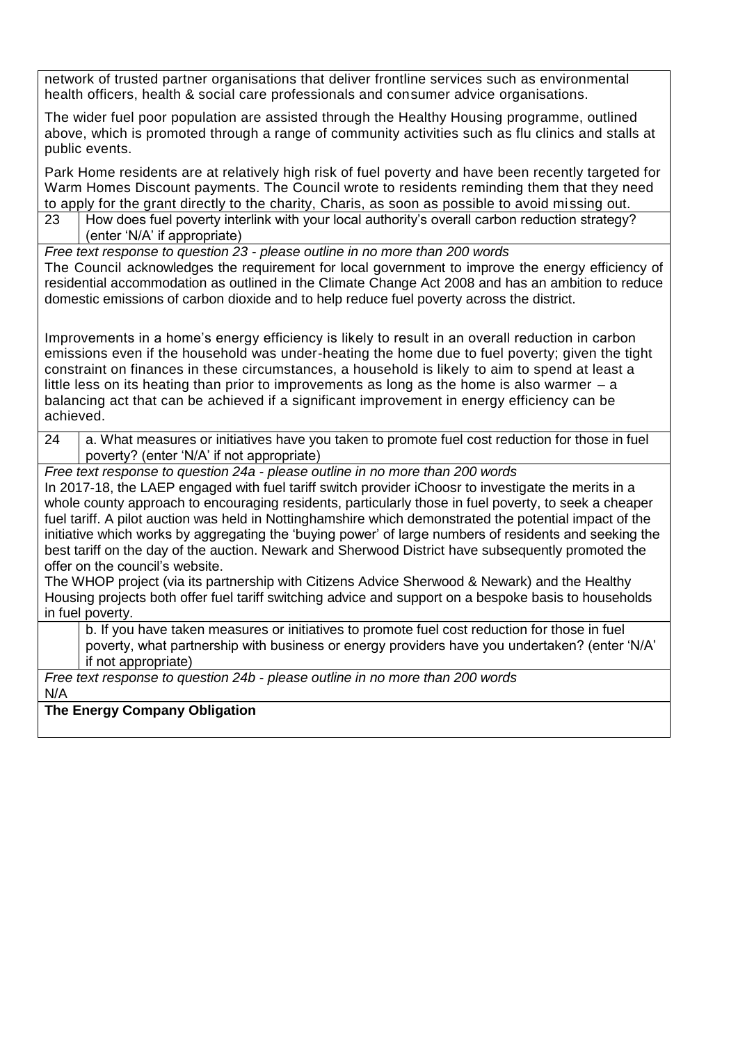network of trusted partner organisations that deliver frontline services such as environmental health officers, health & social care professionals and consumer advice organisations.

The wider fuel poor population are assisted through the Healthy Housing programme, outlined above, which is promoted through a range of community activities such as flu clinics and stalls at public events.

Park Home residents are at relatively high risk of fuel poverty and have been recently targeted for Warm Homes Discount payments. The Council wrote to residents reminding them that they need to apply for the grant directly to the charity, Charis, as soon as possible to avoid missing out.

| 23 | How does fuel poverty interlink with your local authority's overall carbon reduction strategy? (enter 'N/A' if appropriate) |
|---|---|

*Free text response to question 23 - please outline in no more than 200 words*

The Council acknowledges the requirement for local government to improve the energy efficiency of residential accommodation as outlined in the Climate Change Act 2008 and has an ambition to reduce domestic emissions of carbon dioxide and to help reduce fuel poverty across the district.

Improvements in a home's energy efficiency is likely to result in an overall reduction in carbon emissions even if the household was under-heating the home due to fuel poverty; given the tight constraint on finances in these circumstances, a household is likely to aim to spend at least a little less on its heating than prior to improvements as long as the home is also warmer – a balancing act that can be achieved if a significant improvement in energy efficiency can be achieved.

| 24 | a. What measures or initiatives have you taken to promote fuel cost reduction for those in fuel poverty? (enter 'N/A' if not appropriate) |
|---|---|

*Free text response to question 24a - please outline in no more than 200 words*

In 2017-18, the LAEP engaged with fuel tariff switch provider iChoosr to investigate the merits in a whole county approach to encouraging residents, particularly those in fuel poverty, to seek a cheaper fuel tariff. A pilot auction was held in Nottinghamshire which demonstrated the potential impact of the initiative which works by aggregating the 'buying power' of large numbers of residents and seeking the best tariff on the day of the auction. Newark and Sherwood District have subsequently promoted the offer on the council's website.

The WHOP project (via its partnership with Citizens Advice Sherwood & Newark) and the Healthy Housing projects both offer fuel tariff switching advice and support on a bespoke basis to households in fuel poverty.

| | b. If you have taken measures or initiatives to promote fuel cost reduction for those in fuel poverty, what partnership with business or energy providers have you undertaken? (enter 'N/A' if not appropriate) |
|---|---|

*Free text response to question 24b - please outline in no more than 200 words*

N/A

**The Energy Company Obligation**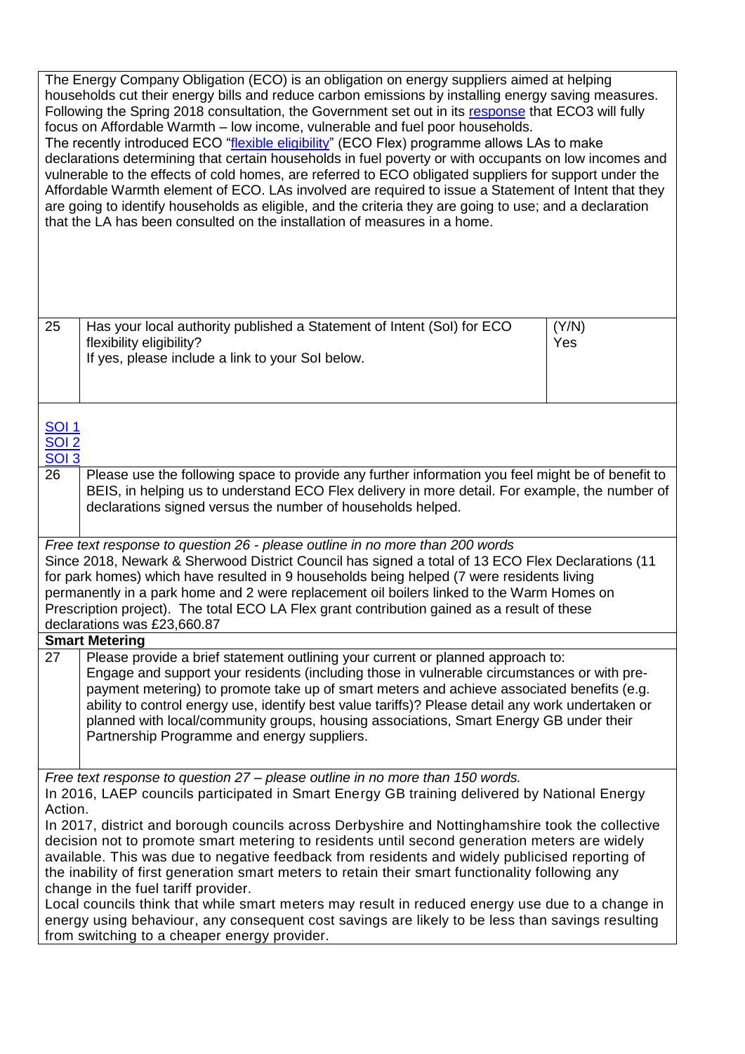The Energy Company Obligation (ECO) is an obligation on energy suppliers aimed at helping households cut their energy bills and reduce carbon emissions by installing energy saving measures. Following the Spring 2018 consultation, the Government set out in its [response](#) that ECO3 will fully focus on Affordable Warmth – low income, vulnerable and fuel poor households.

The recently introduced ECO "[flexible eligibility](#)" (ECO Flex) programme allows LAs to make declarations determining that certain households in fuel poverty or with occupants on low incomes and vulnerable to the effects of cold homes, are referred to ECO obligated suppliers for support under the Affordable Warmth element of ECO. LAs involved are required to issue a Statement of Intent that they are going to identify households as eligible, and the criteria they are going to use; and a declaration that the LA has been consulted on the installation of measures in a home.

| | | |
|---|---|---|
| 25 | Has your local authority published a Statement of Intent (SoI) for ECO flexibility eligibility?<br>If yes, please include a link to your SoI below. | (Y/N)<br>Yes |

[SOI 1](#)
[SOI 2](#)
[SOI 3](#)

| | |
|---|---|
| 26 | Please use the following space to provide any further information you feel might be of benefit to BEIS, in helping us to understand ECO Flex delivery in more detail. For example, the number of declarations signed versus the number of households helped. |

*Free text response to question 26 - please outline in no more than 200 words*

Since 2018, Newark & Sherwood District Council has signed a total of 13 ECO Flex Declarations (11 for park homes) which have resulted in 9 households being helped (7 were residents living permanently in a park home and 2 were replacement oil boilers linked to the Warm Homes on Prescription project). The total ECO LA Flex grant contribution gained as a result of these declarations was £23,660.87

**Smart Metering**

| | |
|---|---|
| 27 | Please provide a brief statement outlining your current or planned approach to:<br>Engage and support your residents (including those in vulnerable circumstances or with pre-payment metering) to promote take up of smart meters and achieve associated benefits (e.g. ability to control energy use, identify best value tariffs)? Please detail any work undertaken or planned with local/community groups, housing associations, Smart Energy GB under their Partnership Programme and energy suppliers. |

*Free text response to question 27 – please outline in no more than 150 words.*

In 2016, LAEP councils participated in Smart Energy GB training delivered by National Energy Action.

In 2017, district and borough councils across Derbyshire and Nottinghamshire took the collective decision not to promote smart metering to residents until second generation meters are widely available. This was due to negative feedback from residents and widely publicised reporting of the inability of first generation smart meters to retain their smart functionality following any change in the fuel tariff provider.

Local councils think that while smart meters may result in reduced energy use due to a change in energy using behaviour, any consequent cost savings are likely to be less than savings resulting from switching to a cheaper energy provider.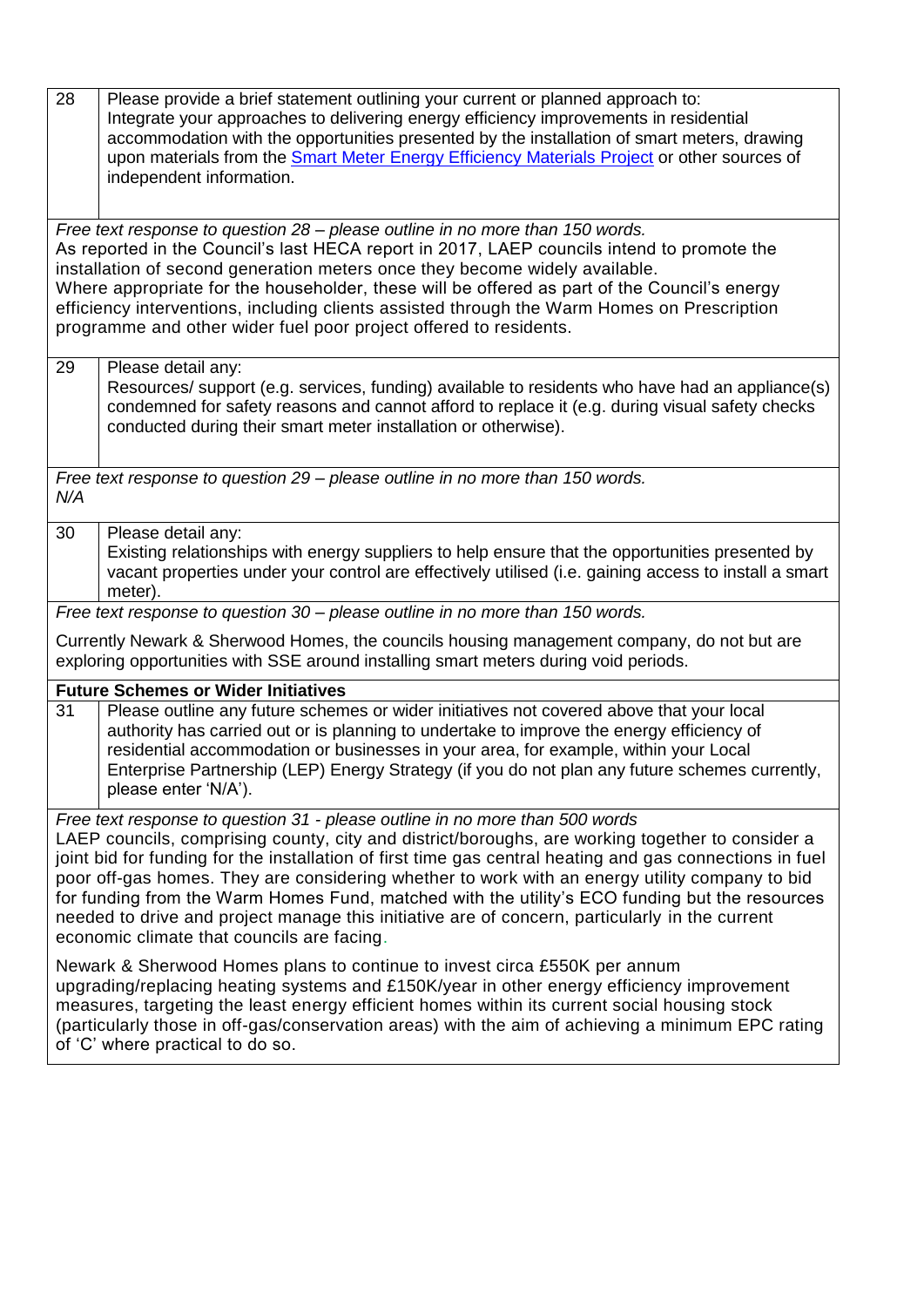| | |
|---|---|
| 28 | Please provide a brief statement outlining your current or planned approach to: Integrate your approaches to delivering energy efficiency improvements in residential accommodation with the opportunities presented by the installation of smart meters, drawing upon materials from the Smart Meter Energy Efficiency Materials Project or other sources of independent information. |

*Free text response to question 28 – please outline in no more than 150 words.*

As reported in the Council's last HECA report in 2017, LAEP councils intend to promote the installation of second generation meters once they become widely available.
Where appropriate for the householder, these will be offered as part of the Council's energy efficiency interventions, including clients assisted through the Warm Homes on Prescription programme and other wider fuel poor project offered to residents.

| | |
|---|---|
| 29 | Please detail any: Resources/ support (e.g. services, funding) available to residents who have had an appliance(s) condemned for safety reasons and cannot afford to replace it (e.g. during visual safety checks conducted during their smart meter installation or otherwise). |

*Free text response to question 29 – please outline in no more than 150 words.*

*N/A*

| | |
|---|---|
| 30 | Please detail any: Existing relationships with energy suppliers to help ensure that the opportunities presented by vacant properties under your control are effectively utilised (i.e. gaining access to install a smart meter). |

*Free text response to question 30 – please outline in no more than 150 words.*

Currently Newark & Sherwood Homes, the councils housing management company, do not but are exploring opportunities with SSE around installing smart meters during void periods.

**Future Schemes or Wider Initiatives**

| | |
|---|---|
| 31 | Please outline any future schemes or wider initiatives not covered above that your local authority has carried out or is planning to undertake to improve the energy efficiency of residential accommodation or businesses in your area, for example, within your Local Enterprise Partnership (LEP) Energy Strategy (if you do not plan any future schemes currently, please enter 'N/A'). |

*Free text response to question 31 - please outline in no more than 500 words*

LAEP councils, comprising county, city and district/boroughs, are working together to consider a joint bid for funding for the installation of first time gas central heating and gas connections in fuel poor off-gas homes. They are considering whether to work with an energy utility company to bid for funding from the Warm Homes Fund, matched with the utility's ECO funding but the resources needed to drive and project manage this initiative are of concern, particularly in the current economic climate that councils are facing.

Newark & Sherwood Homes plans to continue to invest circa £550K per annum upgrading/replacing heating systems and £150K/year in other energy efficiency improvement measures, targeting the least energy efficient homes within its current social housing stock (particularly those in off-gas/conservation areas) with the aim of achieving a minimum EPC rating of 'C' where practical to do so.